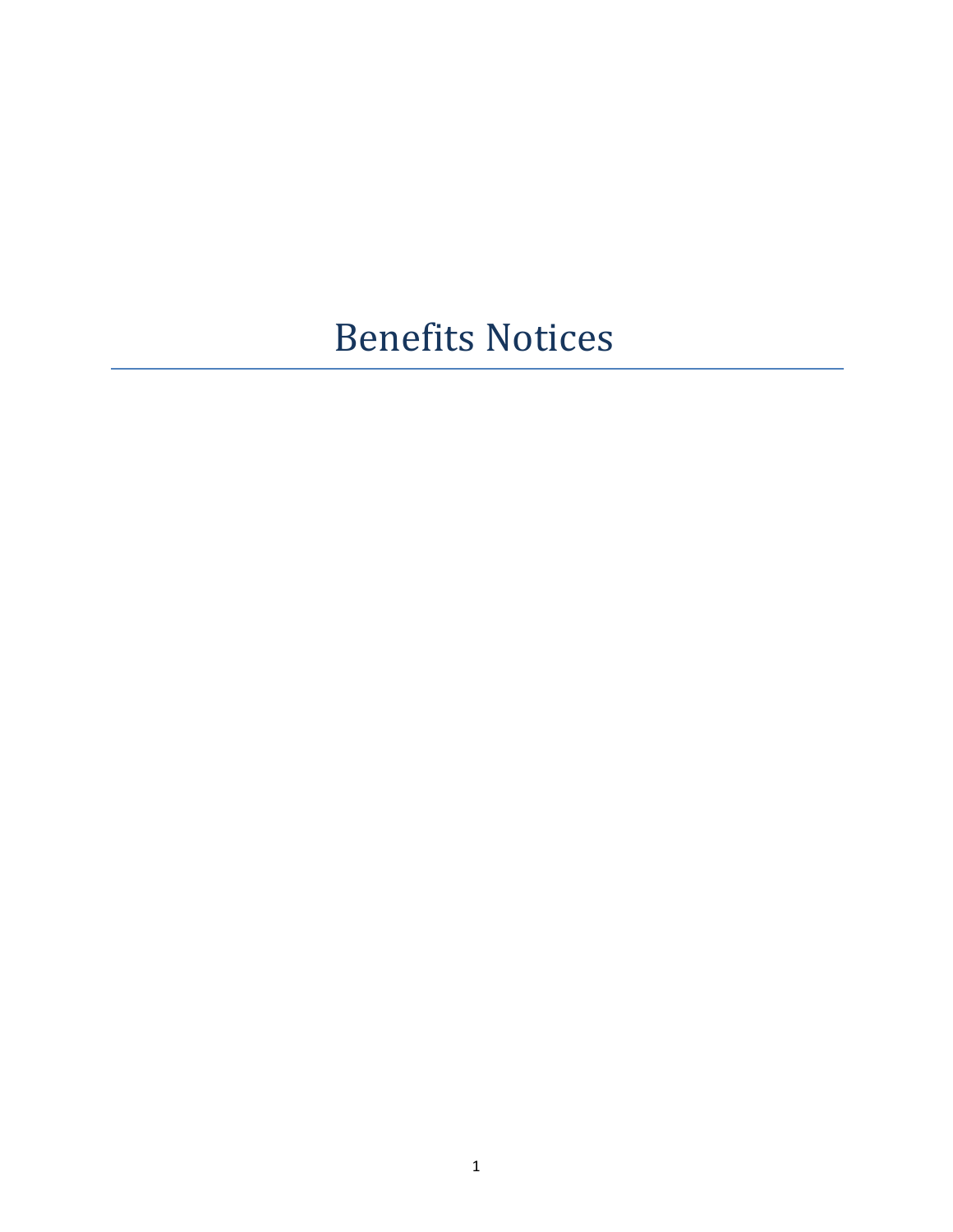# Benefits Notices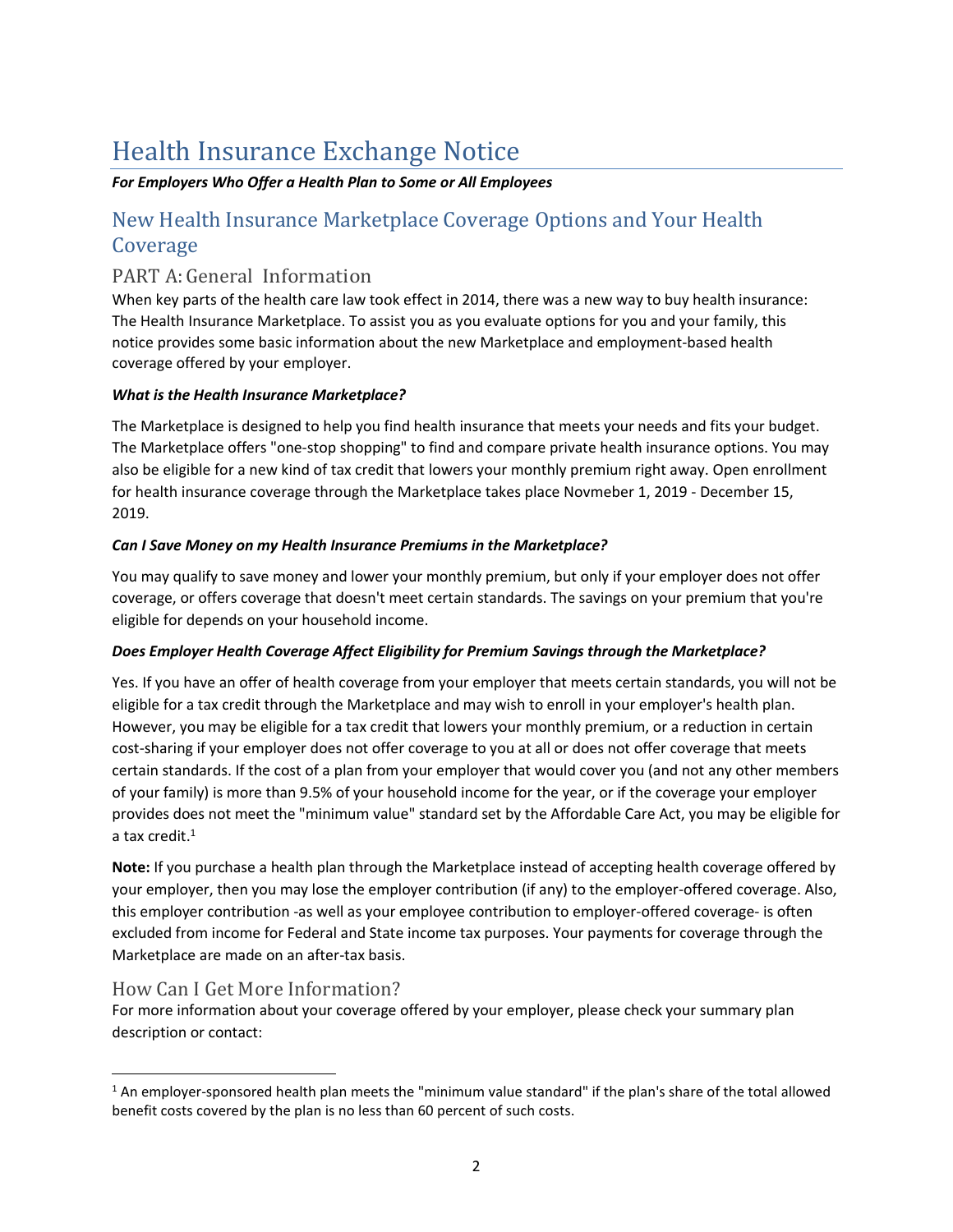# Health Insurance Exchange Notice

***For Employers Who Offer a Health Plan to Some or All Employees***

## New Health Insurance Marketplace Coverage Options and Your Health Coverage

### PART A: General Information

When key parts of the health care law took effect in 2014, there was a new way to buy health insurance: The Health Insurance Marketplace. To assist you as you evaluate options for you and your family, this notice provides some basic information about the new Marketplace and employment-based health coverage offered by your employer.

***What is the Health Insurance Marketplace?***

The Marketplace is designed to help you find health insurance that meets your needs and fits your budget. The Marketplace offers "one-stop shopping" to find and compare private health insurance options. You may also be eligible for a new kind of tax credit that lowers your monthly premium right away. Open enrollment for health insurance coverage through the Marketplace takes place Novmeber 1, 2019 - December 15, 2019.

***Can I Save Money on my Health Insurance Premiums in the Marketplace?***

You may qualify to save money and lower your monthly premium, but only if your employer does not offer coverage, or offers coverage that doesn't meet certain standards. The savings on your premium that you're eligible for depends on your household income.

***Does Employer Health Coverage Affect Eligibility for Premium Savings through the Marketplace?***

Yes. If you have an offer of health coverage from your employer that meets certain standards, you will not be eligible for a tax credit through the Marketplace and may wish to enroll in your employer's health plan. However, you may be eligible for a tax credit that lowers your monthly premium, or a reduction in certain cost-sharing if your employer does not offer coverage to you at all or does not offer coverage that meets certain standards. If the cost of a plan from your employer that would cover you (and not any other members of your family) is more than 9.5% of your household income for the year, or if the coverage your employer provides does not meet the "minimum value" standard set by the Affordable Care Act, you may be eligible for a tax credit.[1]

**Note:** If you purchase a health plan through the Marketplace instead of accepting health coverage offered by your employer, then you may lose the employer contribution (if any) to the employer-offered coverage. Also, this employer contribution -as well as your employee contribution to employer-offered coverage- is often excluded from income for Federal and State income tax purposes. Your payments for coverage through the Marketplace are made on an after-tax basis.

### How Can I Get More Information?

For more information about your coverage offered by your employer, please check your summary plan description or contact:

---

[1] An employer-sponsored health plan meets the "minimum value standard" if the plan's share of the total allowed benefit costs covered by the plan is no less than 60 percent of such costs.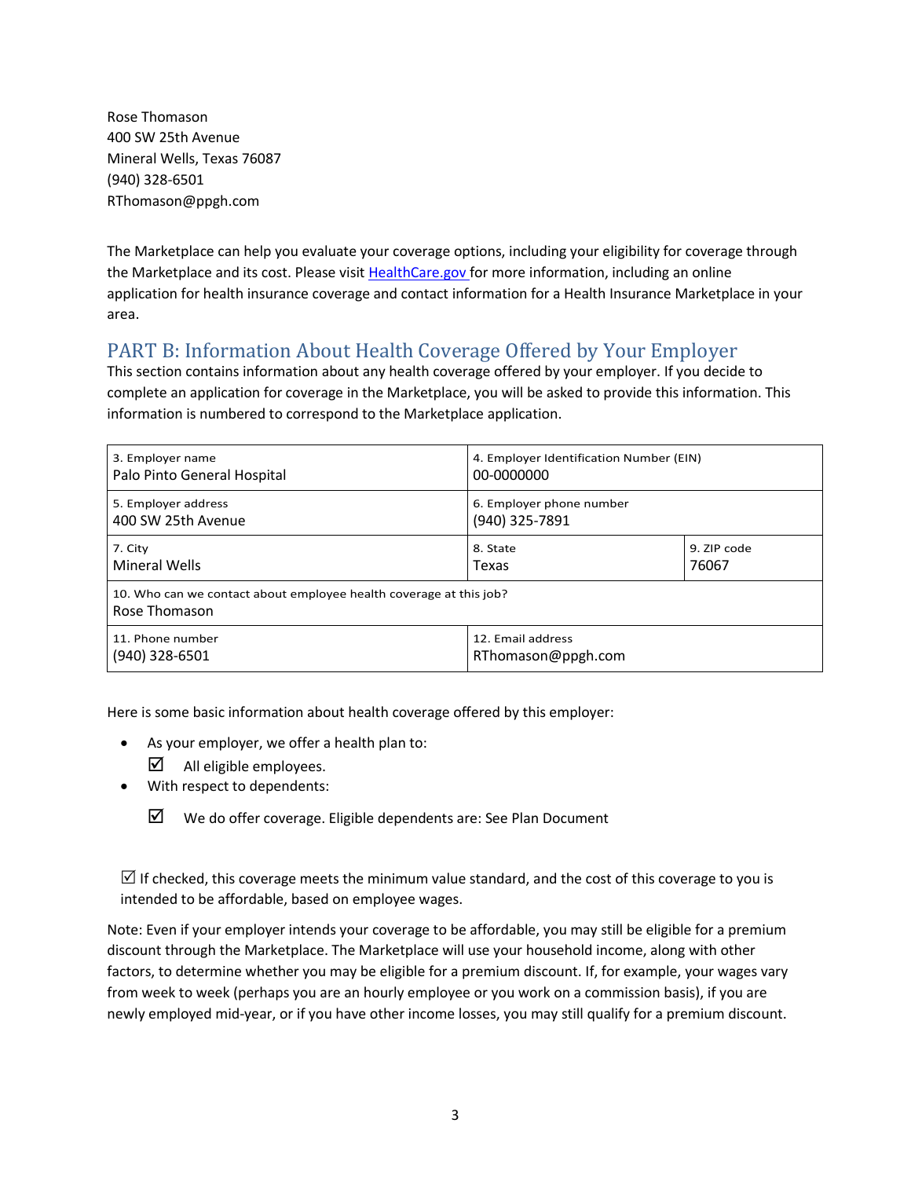Rose Thomason
400 SW 25th Avenue
Mineral Wells, Texas 76087
(940) 328-6501
RThomason@ppgh.com

The Marketplace can help you evaluate your coverage options, including your eligibility for coverage through the Marketplace and its cost. Please visit HealthCare.gov for more information, including an online application for health insurance coverage and contact information for a Health Insurance Marketplace in your area.

## PART B: Information About Health Coverage Offered by Your Employer

This section contains information about any health coverage offered by your employer. If you decide to complete an application for coverage in the Marketplace, you will be asked to provide this information. This information is numbered to correspond to the Marketplace application.

| 3. Employer name<br>Palo Pinto General Hospital | 4. Employer Identification Number (EIN)<br>00-0000000 | |
|---|---|---|
| 5. Employer address<br>400 SW 25th Avenue | 6. Employer phone number<br>(940) 325-7891 | |
| 7. City<br>Mineral Wells | 8. State<br>Texas | 9. ZIP code<br>76067 |
| 10. Who can we contact about employee health coverage at this job?<br>Rose Thomason | | |
| 11. Phone number<br>(940) 328-6501 | 12. Email address<br>RThomason@ppgh.com | |

Here is some basic information about health coverage offered by this employer:

- As your employer, we offer a health plan to:
  - ☑ All eligible employees.
- With respect to dependents:
  - ☑ We do offer coverage. Eligible dependents are: See Plan Document

☑ If checked, this coverage meets the minimum value standard, and the cost of this coverage to you is intended to be affordable, based on employee wages.

Note: Even if your employer intends your coverage to be affordable, you may still be eligible for a premium discount through the Marketplace. The Marketplace will use your household income, along with other factors, to determine whether you may be eligible for a premium discount. If, for example, your wages vary from week to week (perhaps you are an hourly employee or you work on a commission basis), if you are newly employed mid-year, or if you have other income losses, you may still qualify for a premium discount.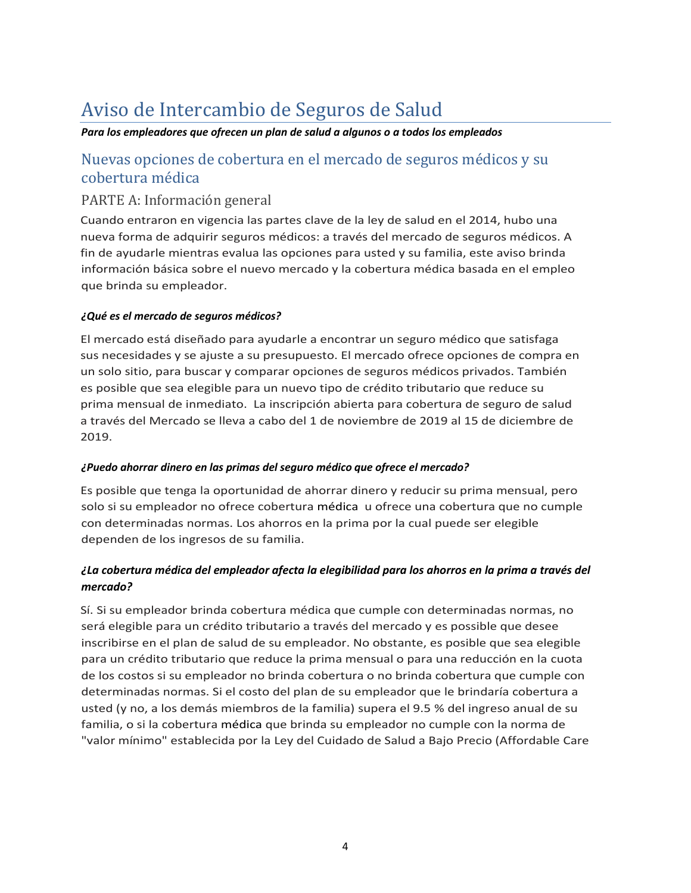# Aviso de Intercambio de Seguros de Salud

***Para los empleadores que ofrecen un plan de salud a algunos o a todos los empleados***

## Nuevas opciones de cobertura en el mercado de seguros médicos y su cobertura médica

### PARTE A: Información general

Cuando entraron en vigencia las partes clave de la ley de salud en el 2014, hubo una nueva forma de adquirir seguros médicos: a través del mercado de seguros médicos. A fin de ayudarle mientras evalua las opciones para usted y su familia, este aviso brinda información básica sobre el nuevo mercado y la cobertura médica basada en el empleo que brinda su empleador.

***¿Qué es el mercado de seguros médicos?***

El mercado está diseñado para ayudarle a encontrar un seguro médico que satisfaga sus necesidades y se ajuste a su presupuesto. El mercado ofrece opciones de compra en un solo sitio, para buscar y comparar opciones de seguros médicos privados. También es posible que sea elegible para un nuevo tipo de crédito tributario que reduce su prima mensual de inmediato. La inscripción abierta para cobertura de seguro de salud a través del Mercado se lleva a cabo del 1 de noviembre de 2019 al 15 de diciembre de 2019.

***¿Puedo ahorrar dinero en las primas del seguro médico que ofrece el mercado?***

Es posible que tenga la oportunidad de ahorrar dinero y reducir su prima mensual, pero solo si su empleador no ofrece cobertura médica u ofrece una cobertura que no cumple con determinadas normas. Los ahorros en la prima por la cual puede ser elegible dependen de los ingresos de su familia.

***¿La cobertura médica del empleador afecta la elegibilidad para los ahorros en la prima a través del mercado?***

Sí. Si su empleador brinda cobertura médica que cumple con determinadas normas, no será elegible para un crédito tributario a través del mercado y es possible que desee inscribirse en el plan de salud de su empleador. No obstante, es posible que sea elegible para un crédito tributario que reduce la prima mensual o para una reducción en la cuota de los costos si su empleador no brinda cobertura o no brinda cobertura que cumple con determinadas normas. Si el costo del plan de su empleador que le brindaría cobertura a usted (y no, a los demás miembros de la familia) supera el 9.5 % del ingreso anual de su familia, o si la cobertura médica que brinda su empleador no cumple con la norma de "valor mínimo" establecida por la Ley del Cuidado de Salud a Bajo Precio (Affordable Care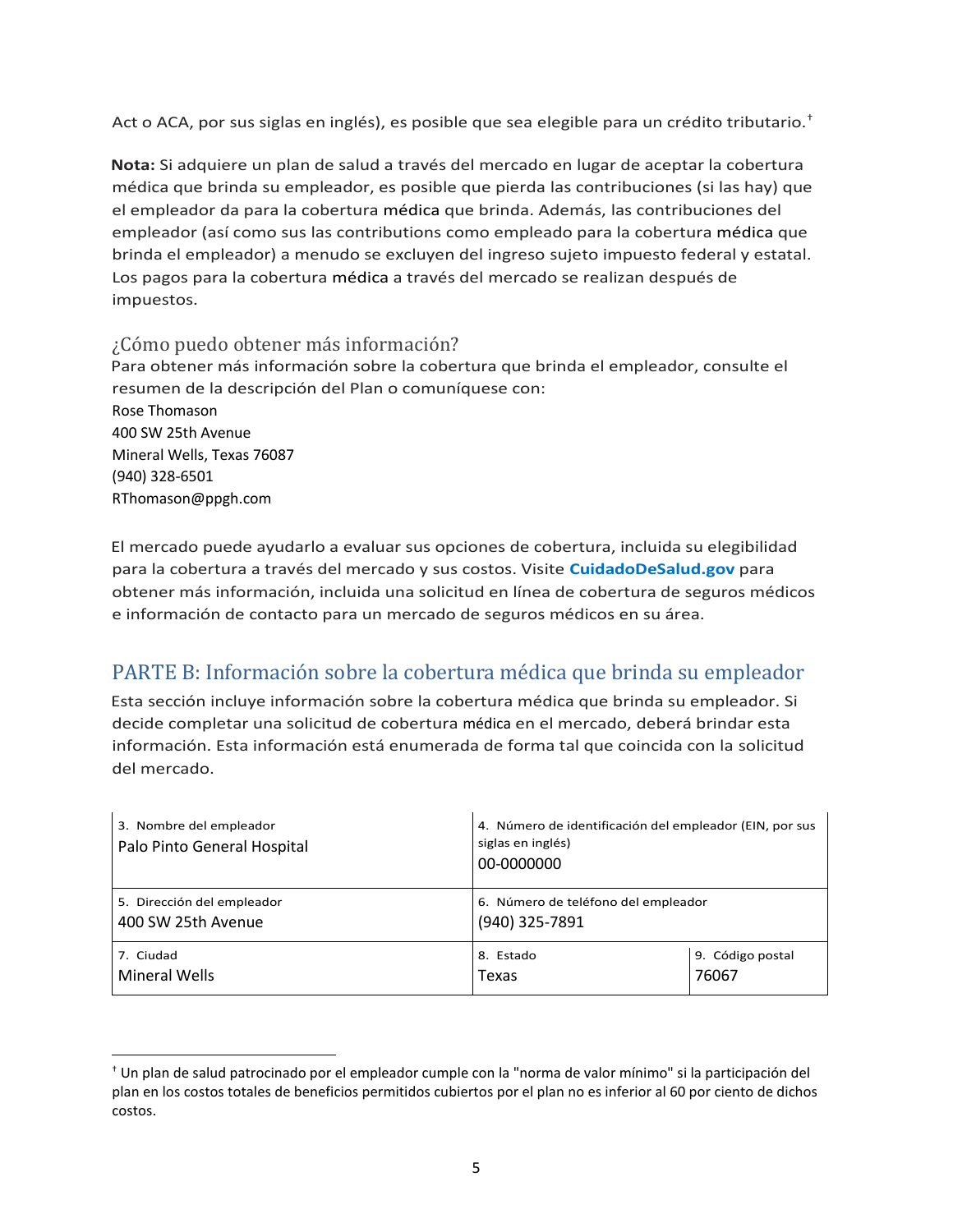Act o ACA, por sus siglas en inglés), es posible que sea elegible para un crédito tributario.[†]

**Nota:** Si adquiere un plan de salud a través del mercado en lugar de aceptar la cobertura médica que brinda su empleador, es posible que pierda las contribuciones (si las hay) que el empleador da para la cobertura médica que brinda. Además, las contribuciones del empleador (así como sus las contributions como empleado para la cobertura médica que brinda el empleador) a menudo se excluyen del ingreso sujeto impuesto federal y estatal. Los pagos para la cobertura médica a través del mercado se realizan después de impuestos.

### ¿Cómo puedo obtener más información?

Para obtener más información sobre la cobertura que brinda el empleador, consulte el resumen de la descripción del Plan o comuníquese con:
Rose Thomason
400 SW 25th Avenue
Mineral Wells, Texas 76087
(940) 328-6501
RThomason@ppgh.com

El mercado puede ayudarlo a evaluar sus opciones de cobertura, incluida su elegibilidad para la cobertura a través del mercado y sus costos. Visite **CuidadoDeSalud.gov** para obtener más información, incluida una solicitud en línea de cobertura de seguros médicos e información de contacto para un mercado de seguros médicos en su área.

## PARTE B: Información sobre la cobertura médica que brinda su empleador

Esta sección incluye información sobre la cobertura médica que brinda su empleador. Si decide completar una solicitud de cobertura médica en el mercado, deberá brindar esta información. Esta información está enumerada de forma tal que coincida con la solicitud del mercado.

| 3. Nombre del empleador | 4. Número de identificación del empleador (EIN, por sus siglas en inglés) | |
|---|---|---|
| Palo Pinto General Hospital | 00-0000000 | |
| 5. Dirección del empleador | 6. Número de teléfono del empleador | |
| 400 SW 25th Avenue | (940) 325-7891 | |
| 7. Ciudad | 8. Estado | 9. Código postal |
| Mineral Wells | Texas | 76067 |

[†] Un plan de salud patrocinado por el empleador cumple con la "norma de valor mínimo" si la participación del plan en los costos totales de beneficios permitidos cubiertos por el plan no es inferior al 60 por ciento de dichos costos.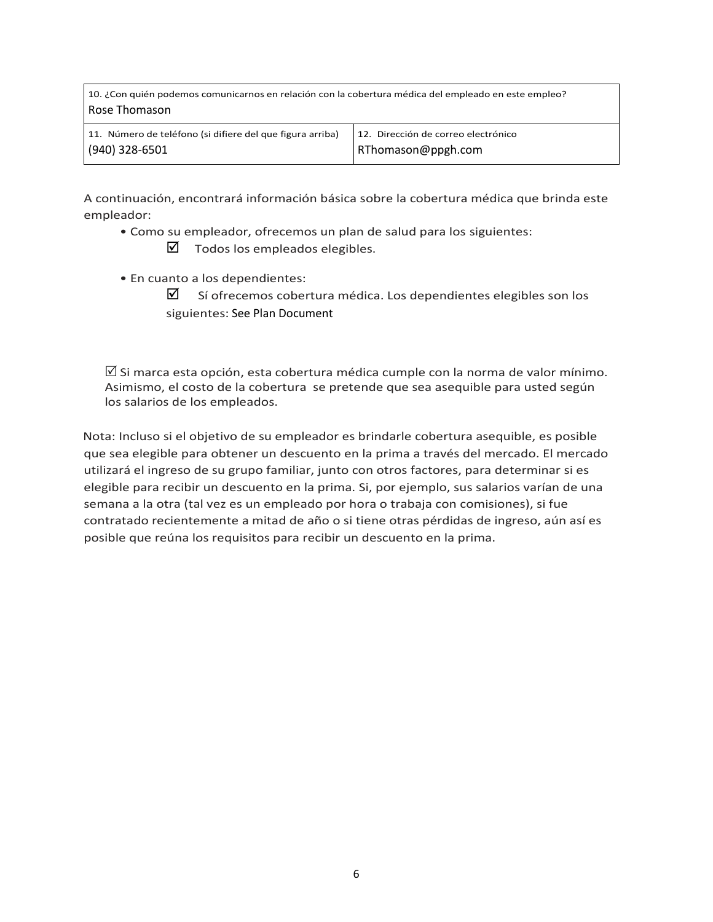| 10. ¿Con quién podemos comunicarnos en relación con la cobertura médica del empleado en este empleo? Rose Thomason | |
|---|---|
| 11. Número de teléfono (si difiere del que figura arriba) (940) 328-6501 | 12. Dirección de correo electrónico RThomason@ppgh.com |

A continuación, encontrará información básica sobre la cobertura médica que brinda este empleador:

- Como su empleador, ofrecemos un plan de salud para los siguientes:
  - ☑ Todos los empleados elegibles.

- En cuanto a los dependientes:
  - ☑ Sí ofrecemos cobertura médica. Los dependientes elegibles son los siguientes: See Plan Document

☑ Si marca esta opción, esta cobertura médica cumple con la norma de valor mínimo. Asimismo, el costo de la cobertura se pretende que sea asequible para usted según los salarios de los empleados.

Nota: Incluso si el objetivo de su empleador es brindarle cobertura asequible, es posible que sea elegible para obtener un descuento en la prima a través del mercado. El mercado utilizará el ingreso de su grupo familiar, junto con otros factores, para determinar si es elegible para recibir un descuento en la prima. Si, por ejemplo, sus salarios varían de una semana a la otra (tal vez es un empleado por hora o trabaja con comisiones), si fue contratado recientemente a mitad de año o si tiene otras pérdidas de ingreso, aún así es posible que reúna los requisitos para recibir un descuento en la prima.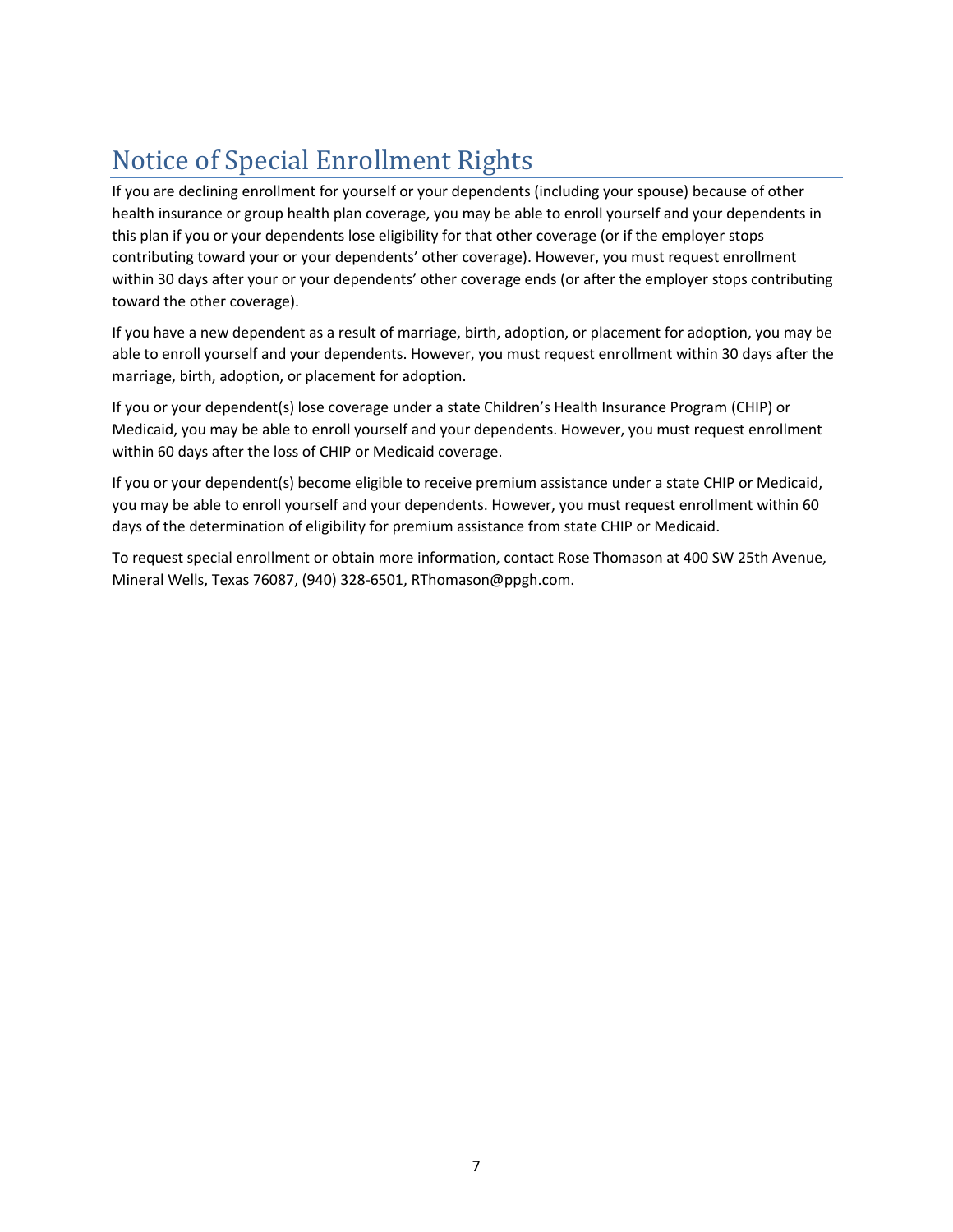# Notice of Special Enrollment Rights

If you are declining enrollment for yourself or your dependents (including your spouse) because of other health insurance or group health plan coverage, you may be able to enroll yourself and your dependents in this plan if you or your dependents lose eligibility for that other coverage (or if the employer stops contributing toward your or your dependents' other coverage). However, you must request enrollment within 30 days after your or your dependents' other coverage ends (or after the employer stops contributing toward the other coverage).

If you have a new dependent as a result of marriage, birth, adoption, or placement for adoption, you may be able to enroll yourself and your dependents. However, you must request enrollment within 30 days after the marriage, birth, adoption, or placement for adoption.

If you or your dependent(s) lose coverage under a state Children's Health Insurance Program (CHIP) or Medicaid, you may be able to enroll yourself and your dependents. However, you must request enrollment within 60 days after the loss of CHIP or Medicaid coverage.

If you or your dependent(s) become eligible to receive premium assistance under a state CHIP or Medicaid, you may be able to enroll yourself and your dependents. However, you must request enrollment within 60 days of the determination of eligibility for premium assistance from state CHIP or Medicaid.

To request special enrollment or obtain more information, contact Rose Thomason at 400 SW 25th Avenue, Mineral Wells, Texas 76087, (940) 328-6501, RThomason@ppgh.com.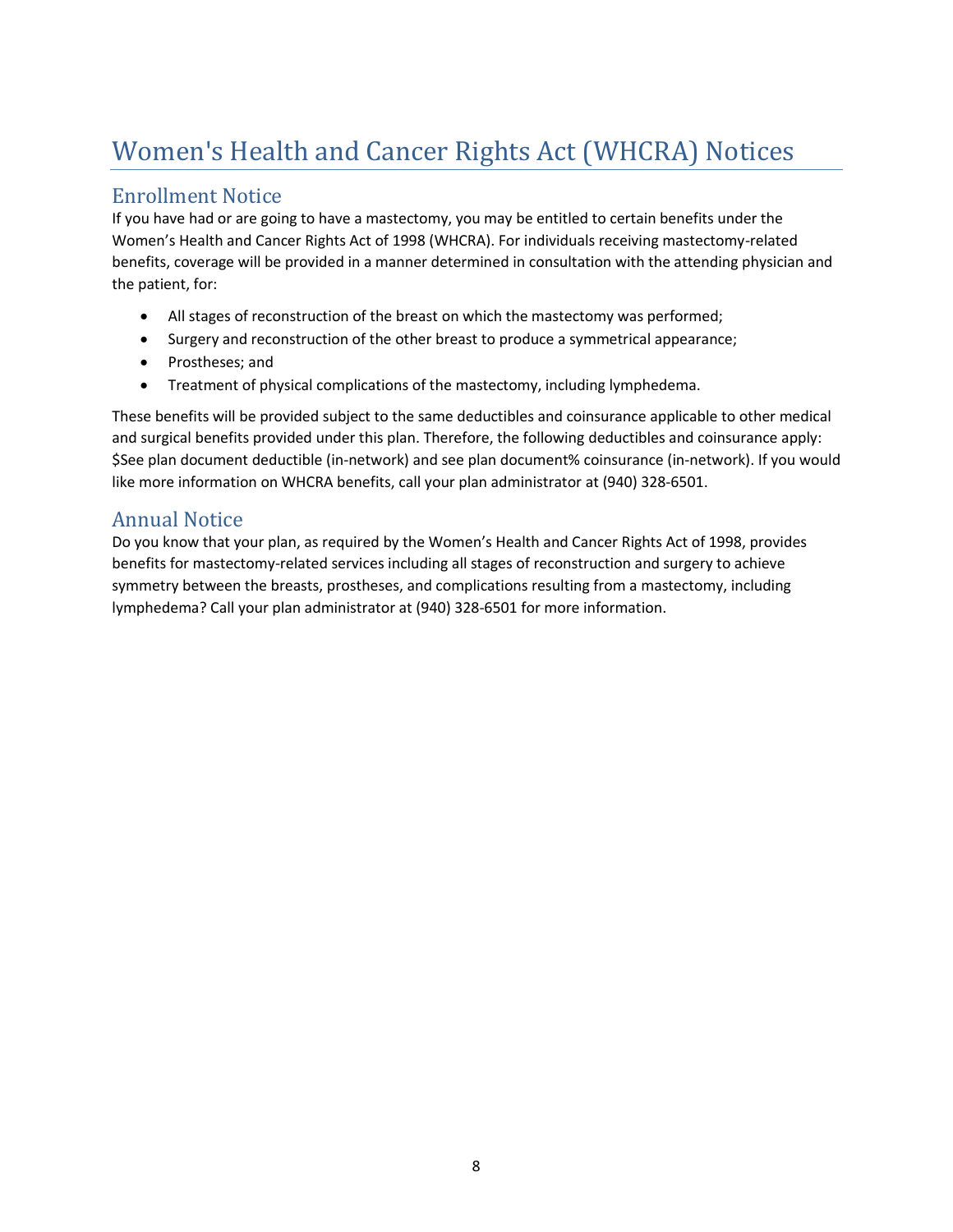# Women's Health and Cancer Rights Act (WHCRA) Notices

## Enrollment Notice

If you have had or are going to have a mastectomy, you may be entitled to certain benefits under the Women's Health and Cancer Rights Act of 1998 (WHCRA). For individuals receiving mastectomy-related benefits, coverage will be provided in a manner determined in consultation with the attending physician and the patient, for:

- All stages of reconstruction of the breast on which the mastectomy was performed;
- Surgery and reconstruction of the other breast to produce a symmetrical appearance;
- Prostheses; and
- Treatment of physical complications of the mastectomy, including lymphedema.

These benefits will be provided subject to the same deductibles and coinsurance applicable to other medical and surgical benefits provided under this plan. Therefore, the following deductibles and coinsurance apply: $See plan document deductible (in-network) and see plan document% coinsurance (in-network). If you would like more information on WHCRA benefits, call your plan administrator at (940) 328-6501.

## Annual Notice

Do you know that your plan, as required by the Women's Health and Cancer Rights Act of 1998, provides benefits for mastectomy-related services including all stages of reconstruction and surgery to achieve symmetry between the breasts, prostheses, and complications resulting from a mastectomy, including lymphedema? Call your plan administrator at (940) 328-6501 for more information.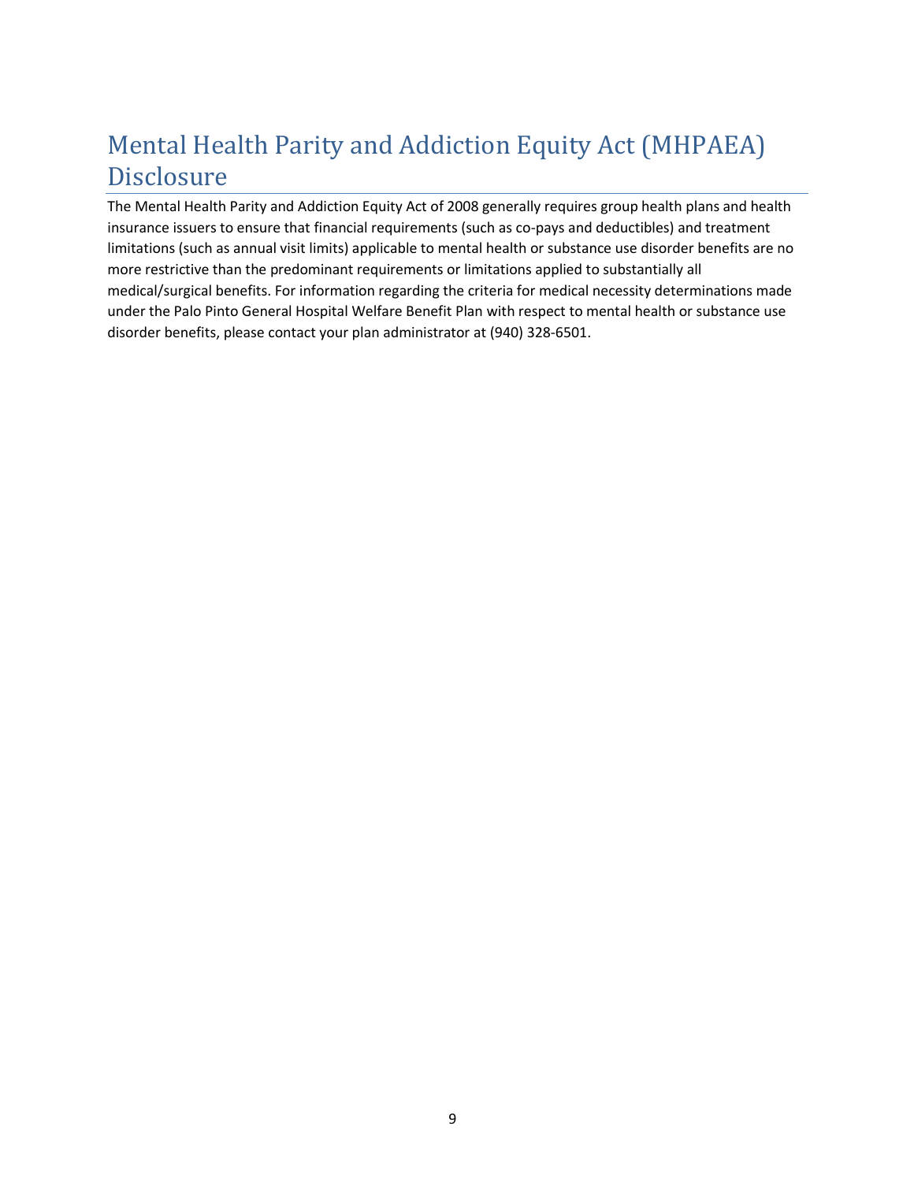# Mental Health Parity and Addiction Equity Act (MHPAEA) Disclosure

The Mental Health Parity and Addiction Equity Act of 2008 generally requires group health plans and health insurance issuers to ensure that financial requirements (such as co-pays and deductibles) and treatment limitations (such as annual visit limits) applicable to mental health or substance use disorder benefits are no more restrictive than the predominant requirements or limitations applied to substantially all medical/surgical benefits. For information regarding the criteria for medical necessity determinations made under the Palo Pinto General Hospital Welfare Benefit Plan with respect to mental health or substance use disorder benefits, please contact your plan administrator at (940) 328-6501.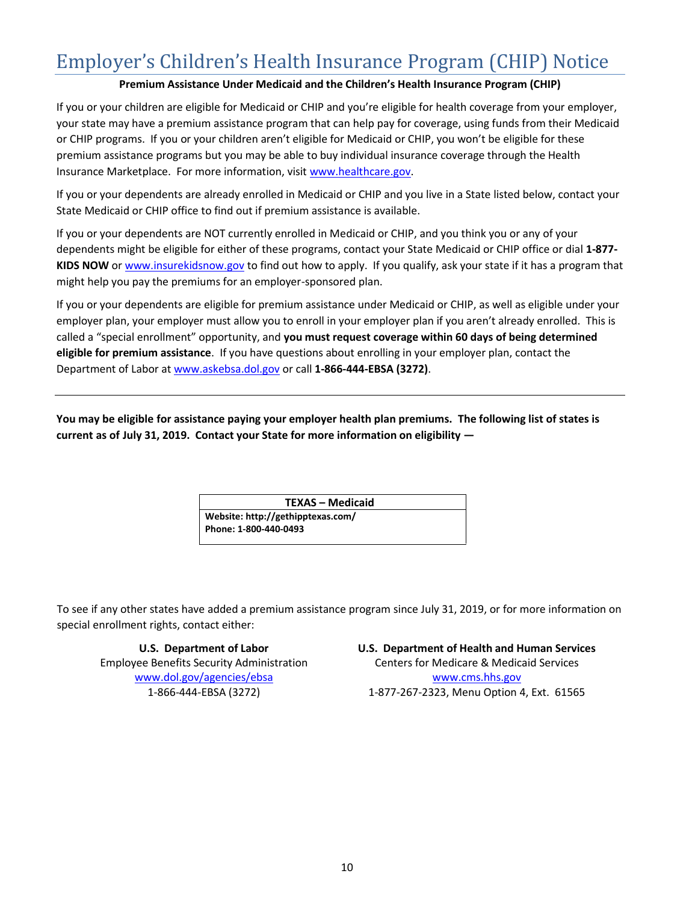# Employer's Children's Health Insurance Program (CHIP) Notice

**Premium Assistance Under Medicaid and the Children's Health Insurance Program (CHIP)**

If you or your children are eligible for Medicaid or CHIP and you're eligible for health coverage from your employer, your state may have a premium assistance program that can help pay for coverage, using funds from their Medicaid or CHIP programs. If you or your children aren't eligible for Medicaid or CHIP, you won't be eligible for these premium assistance programs but you may be able to buy individual insurance coverage through the Health Insurance Marketplace. For more information, visit www.healthcare.gov.

If you or your dependents are already enrolled in Medicaid or CHIP and you live in a State listed below, contact your State Medicaid or CHIP office to find out if premium assistance is available.

If you or your dependents are NOT currently enrolled in Medicaid or CHIP, and you think you or any of your dependents might be eligible for either of these programs, contact your State Medicaid or CHIP office or dial **1-877-KIDS NOW** or www.insurekidsnow.gov to find out how to apply. If you qualify, ask your state if it has a program that might help you pay the premiums for an employer-sponsored plan.

If you or your dependents are eligible for premium assistance under Medicaid or CHIP, as well as eligible under your employer plan, your employer must allow you to enroll in your employer plan if you aren't already enrolled. This is called a "special enrollment" opportunity, and **you must request coverage within 60 days of being determined eligible for premium assistance**. If you have questions about enrolling in your employer plan, contact the Department of Labor at www.askebsa.dol.gov or call **1-866-444-EBSA (3272)**.

---

**You may be eligible for assistance paying your employer health plan premiums. The following list of states is current as of July 31, 2019. Contact your State for more information on eligibility —**

| TEXAS – Medicaid |
| --- |
| **Website: http://gethipptexas.com/**<br>**Phone: 1-800-440-0493** |

To see if any other states have added a premium assistance program since July 31, 2019, or for more information on special enrollment rights, contact either:

**U.S. Department of Labor**
Employee Benefits Security Administration
www.dol.gov/agencies/ebsa
1-866-444-EBSA (3272)

**U.S. Department of Health and Human Services**
Centers for Medicare & Medicaid Services
www.cms.hhs.gov
1-877-267-2323, Menu Option 4, Ext. 61565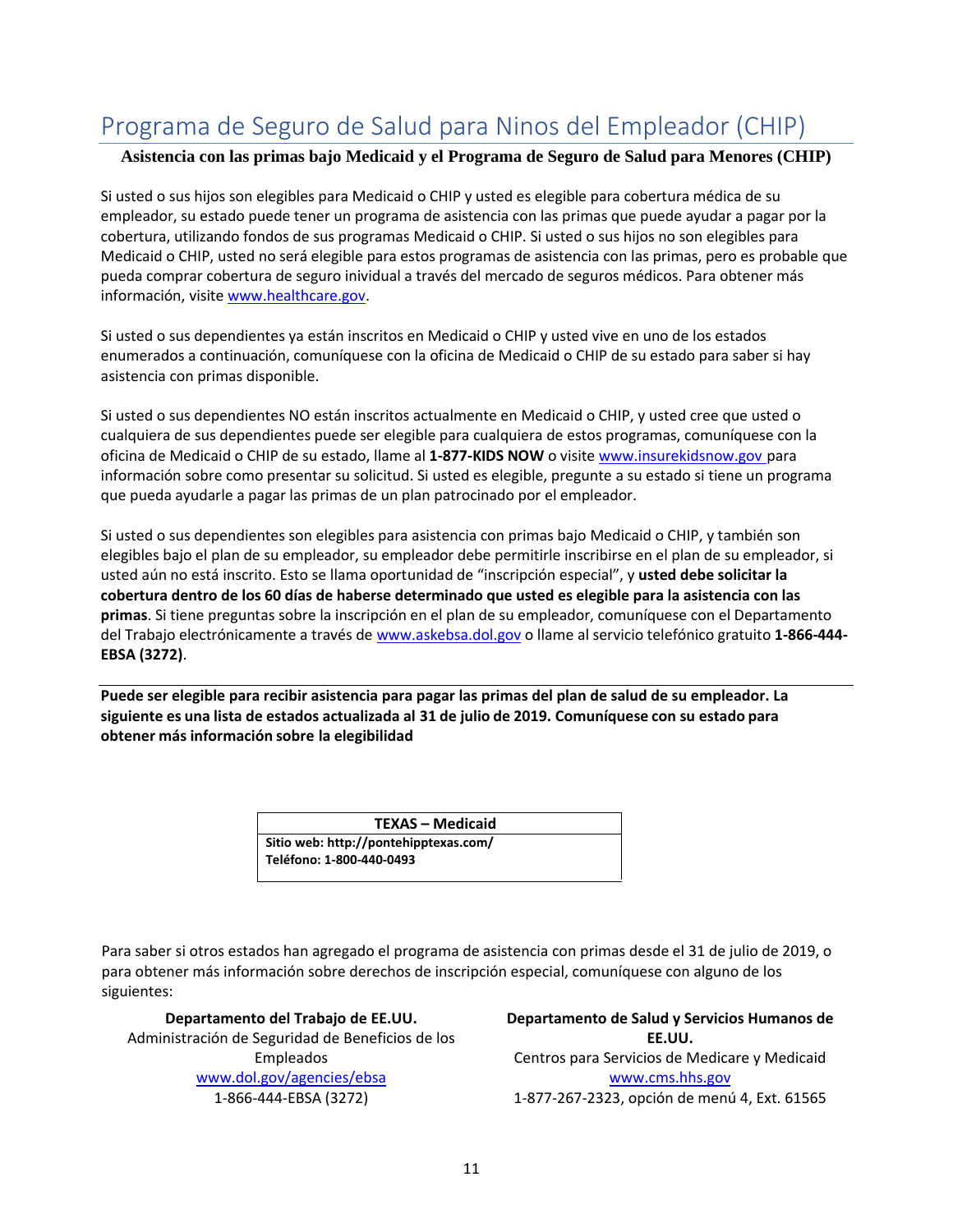# Programa de Seguro de Salud para Ninos del Empleador (CHIP)

**Asistencia con las primas bajo Medicaid y el Programa de Seguro de Salud para Menores (CHIP)**

Si usted o sus hijos son elegibles para Medicaid o CHIP y usted es elegible para cobertura médica de su empleador, su estado puede tener un programa de asistencia con las primas que puede ayudar a pagar por la cobertura, utilizando fondos de sus programas Medicaid o CHIP. Si usted o sus hijos no son elegibles para Medicaid o CHIP, usted no será elegible para estos programas de asistencia con las primas, pero es probable que pueda comprar cobertura de seguro inividual a través del mercado de seguros médicos. Para obtener más información, visite www.healthcare.gov.

Si usted o sus dependientes ya están inscritos en Medicaid o CHIP y usted vive en uno de los estados enumerados a continuación, comuníquese con la oficina de Medicaid o CHIP de su estado para saber si hay asistencia con primas disponible.

Si usted o sus dependientes NO están inscritos actualmente en Medicaid o CHIP, y usted cree que usted o cualquiera de sus dependientes puede ser elegible para cualquiera de estos programas, comuníquese con la oficina de Medicaid o CHIP de su estado, llame al **1-877-KIDS NOW** o visite www.insurekidsnow.gov para información sobre como presentar su solicitud. Si usted es elegible, pregunte a su estado si tiene un programa que pueda ayudarle a pagar las primas de un plan patrocinado por el empleador.

Si usted o sus dependientes son elegibles para asistencia con primas bajo Medicaid o CHIP, y también son elegibles bajo el plan de su empleador, su empleador debe permitirle inscribirse en el plan de su empleador, si usted aún no está inscrito. Esto se llama oportunidad de "inscripción especial", y **usted debe solicitar la cobertura dentro de los 60 días de haberse determinado que usted es elegible para la asistencia con las primas**. Si tiene preguntas sobre la inscripción en el plan de su empleador, comuníquese con el Departamento del Trabajo electrónicamente a través de www.askebsa.dol.gov o llame al servicio telefónico gratuito **1-866-444-EBSA (3272)**.

**Puede ser elegible para recibir asistencia para pagar las primas del plan de salud de su empleador. La siguiente es una lista de estados actualizada al 31 de julio de 2019. Comuníquese con su estado para obtener más información sobre la elegibilidad**

| TEXAS – Medicaid |
|---|
| **Sitio web: http://pontehipptexas.com/**<br>**Teléfono: 1-800-440-0493** |

Para saber si otros estados han agregado el programa de asistencia con primas desde el 31 de julio de 2019, o para obtener más información sobre derechos de inscripción especial, comuníquese con alguno de los siguientes:

**Departamento del Trabajo de EE.UU.**
Administración de Seguridad de Beneficios de los Empleados
www.dol.gov/agencies/ebsa
1-866-444-EBSA (3272)

**Departamento de Salud y Servicios Humanos de EE.UU.**
Centros para Servicios de Medicare y Medicaid
www.cms.hhs.gov
1-877-267-2323, opción de menú 4, Ext. 61565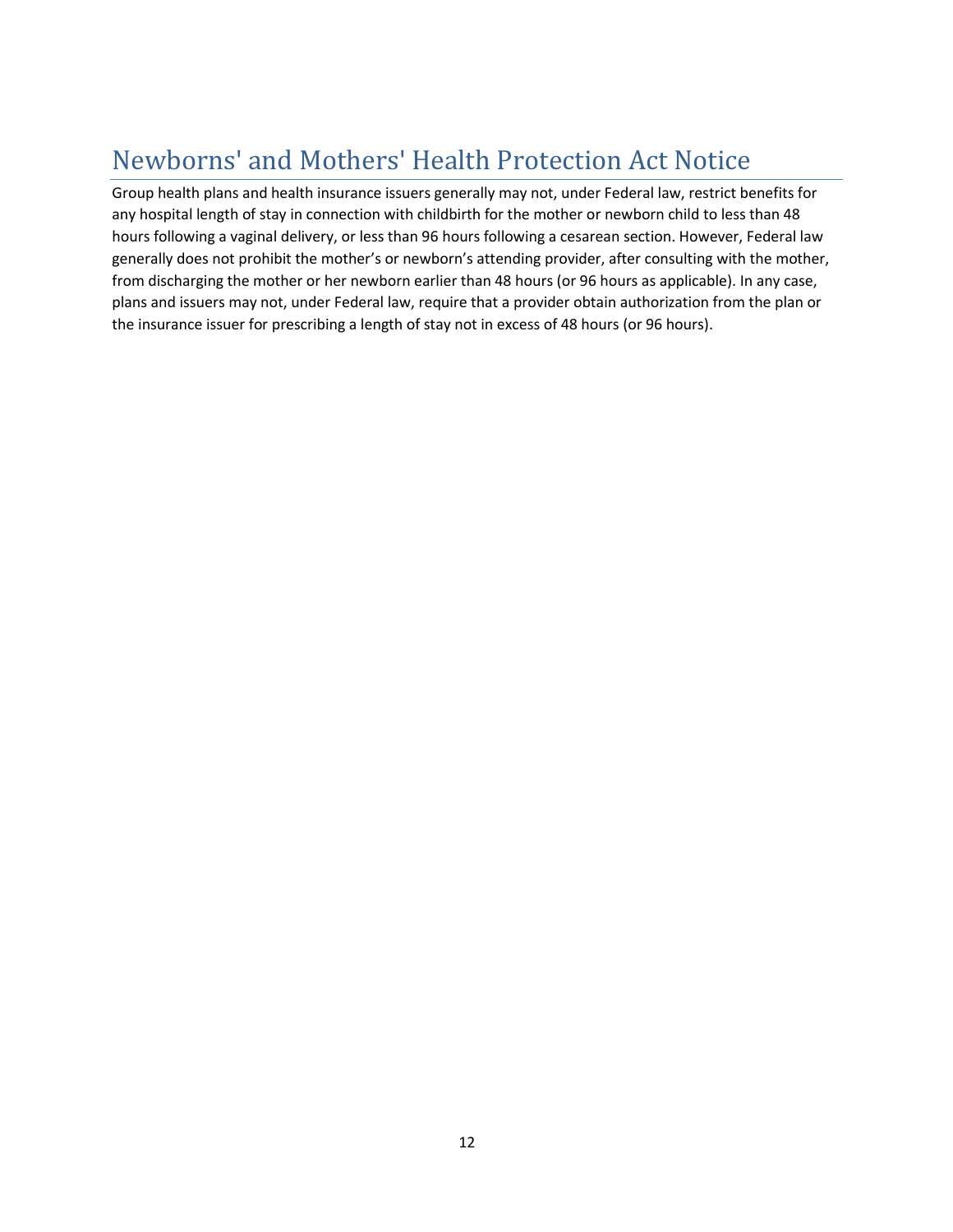# Newborns' and Mothers' Health Protection Act Notice

Group health plans and health insurance issuers generally may not, under Federal law, restrict benefits for any hospital length of stay in connection with childbirth for the mother or newborn child to less than 48 hours following a vaginal delivery, or less than 96 hours following a cesarean section. However, Federal law generally does not prohibit the mother's or newborn's attending provider, after consulting with the mother, from discharging the mother or her newborn earlier than 48 hours (or 96 hours as applicable). In any case, plans and issuers may not, under Federal law, require that a provider obtain authorization from the plan or the insurance issuer for prescribing a length of stay not in excess of 48 hours (or 96 hours).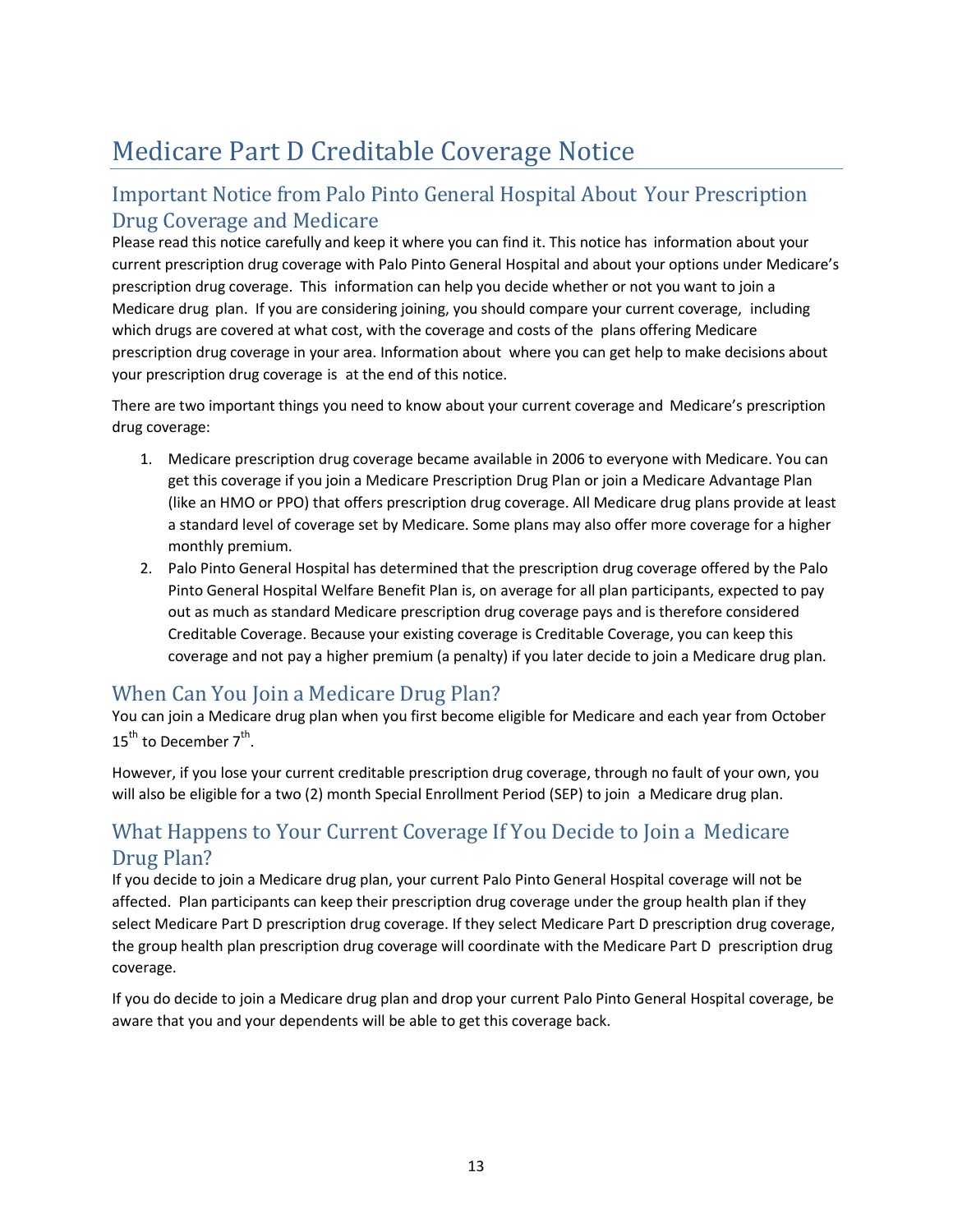# Medicare Part D Creditable Coverage Notice

## Important Notice from Palo Pinto General Hospital About Your Prescription Drug Coverage and Medicare

Please read this notice carefully and keep it where you can find it. This notice has information about your current prescription drug coverage with Palo Pinto General Hospital and about your options under Medicare's prescription drug coverage. This information can help you decide whether or not you want to join a Medicare drug plan. If you are considering joining, you should compare your current coverage, including which drugs are covered at what cost, with the coverage and costs of the plans offering Medicare prescription drug coverage in your area. Information about where you can get help to make decisions about your prescription drug coverage is at the end of this notice.

There are two important things you need to know about your current coverage and Medicare's prescription drug coverage:

1. Medicare prescription drug coverage became available in 2006 to everyone with Medicare. You can get this coverage if you join a Medicare Prescription Drug Plan or join a Medicare Advantage Plan (like an HMO or PPO) that offers prescription drug coverage. All Medicare drug plans provide at least a standard level of coverage set by Medicare. Some plans may also offer more coverage for a higher monthly premium.
2. Palo Pinto General Hospital has determined that the prescription drug coverage offered by the Palo Pinto General Hospital Welfare Benefit Plan is, on average for all plan participants, expected to pay out as much as standard Medicare prescription drug coverage pays and is therefore considered Creditable Coverage. Because your existing coverage is Creditable Coverage, you can keep this coverage and not pay a higher premium (a penalty) if you later decide to join a Medicare drug plan.

## When Can You Join a Medicare Drug Plan?

You can join a Medicare drug plan when you first become eligible for Medicare and each year from October 15th to December 7th.

However, if you lose your current creditable prescription drug coverage, through no fault of your own, you will also be eligible for a two (2) month Special Enrollment Period (SEP) to join a Medicare drug plan.

## What Happens to Your Current Coverage If You Decide to Join a Medicare Drug Plan?

If you decide to join a Medicare drug plan, your current Palo Pinto General Hospital coverage will not be affected. Plan participants can keep their prescription drug coverage under the group health plan if they select Medicare Part D prescription drug coverage. If they select Medicare Part D prescription drug coverage, the group health plan prescription drug coverage will coordinate with the Medicare Part D prescription drug coverage.

If you do decide to join a Medicare drug plan and drop your current Palo Pinto General Hospital coverage, be aware that you and your dependents will be able to get this coverage back.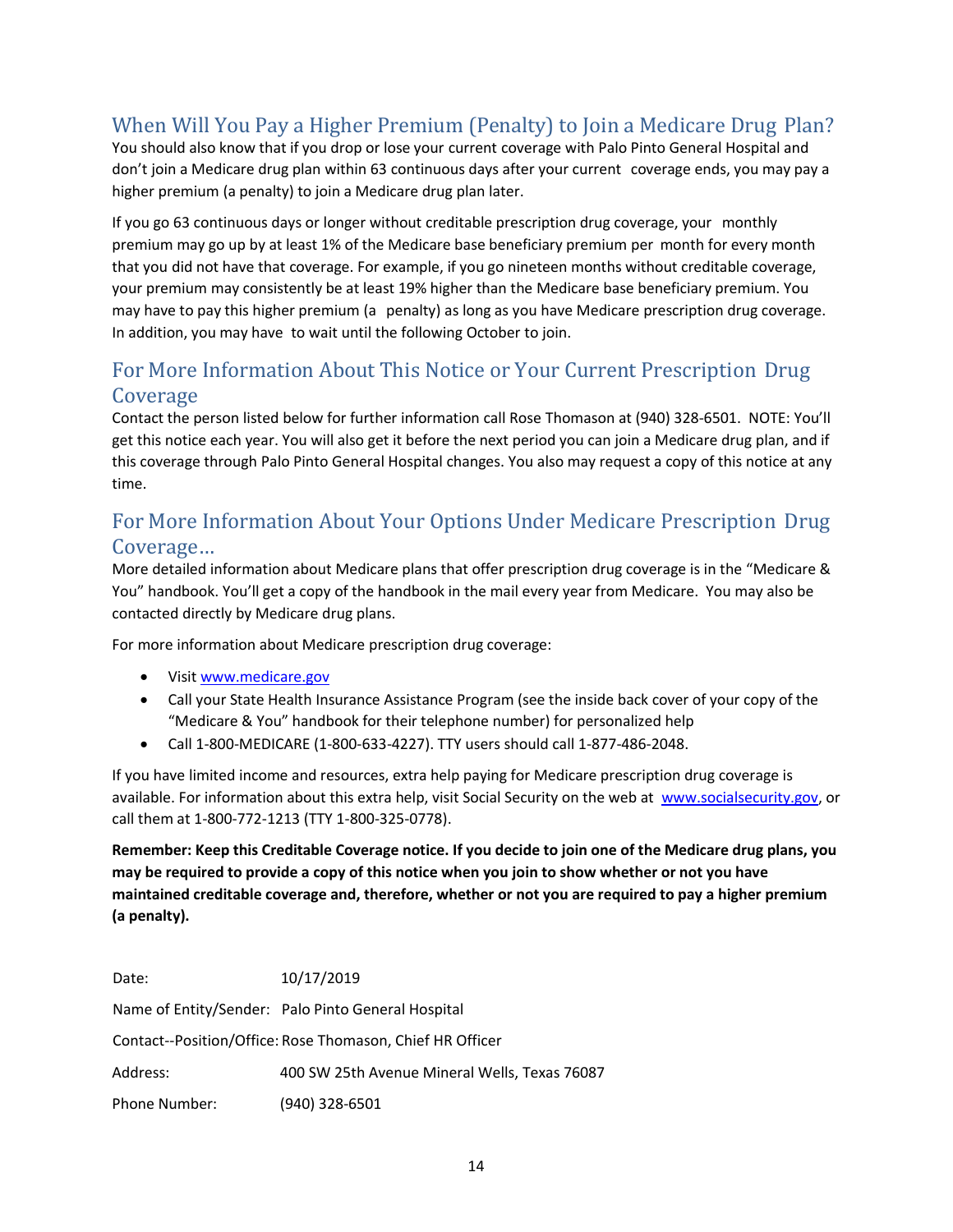## When Will You Pay a Higher Premium (Penalty) to Join a Medicare Drug Plan?

You should also know that if you drop or lose your current coverage with Palo Pinto General Hospital and don't join a Medicare drug plan within 63 continuous days after your current coverage ends, you may pay a higher premium (a penalty) to join a Medicare drug plan later.

If you go 63 continuous days or longer without creditable prescription drug coverage, your monthly premium may go up by at least 1% of the Medicare base beneficiary premium per month for every month that you did not have that coverage. For example, if you go nineteen months without creditable coverage, your premium may consistently be at least 19% higher than the Medicare base beneficiary premium. You may have to pay this higher premium (a penalty) as long as you have Medicare prescription drug coverage. In addition, you may have to wait until the following October to join.

## For More Information About This Notice or Your Current Prescription Drug Coverage

Contact the person listed below for further information call Rose Thomason at (940) 328-6501. NOTE: You'll get this notice each year. You will also get it before the next period you can join a Medicare drug plan, and if this coverage through Palo Pinto General Hospital changes. You also may request a copy of this notice at any time.

## For More Information About Your Options Under Medicare Prescription Drug Coverage…

More detailed information about Medicare plans that offer prescription drug coverage is in the "Medicare & You" handbook. You'll get a copy of the handbook in the mail every year from Medicare. You may also be contacted directly by Medicare drug plans.

For more information about Medicare prescription drug coverage:

- Visit www.medicare.gov
- Call your State Health Insurance Assistance Program (see the inside back cover of your copy of the "Medicare & You" handbook for their telephone number) for personalized help
- Call 1-800-MEDICARE (1-800-633-4227). TTY users should call 1-877-486-2048.

If you have limited income and resources, extra help paying for Medicare prescription drug coverage is available. For information about this extra help, visit Social Security on the web at www.socialsecurity.gov, or call them at 1-800-772-1213 (TTY 1-800-325-0778).

**Remember: Keep this Creditable Coverage notice. If you decide to join one of the Medicare drug plans, you may be required to provide a copy of this notice when you join to show whether or not you have maintained creditable coverage and, therefore, whether or not you are required to pay a higher premium (a penalty).**

| | |
|---|---|
| Date: | 10/17/2019 |
| Name of Entity/Sender: | Palo Pinto General Hospital |
| Contact--Position/Office: | Rose Thomason, Chief HR Officer |
| Address: | 400 SW 25th Avenue Mineral Wells, Texas 76087 |
| Phone Number: | (940) 328-6501 |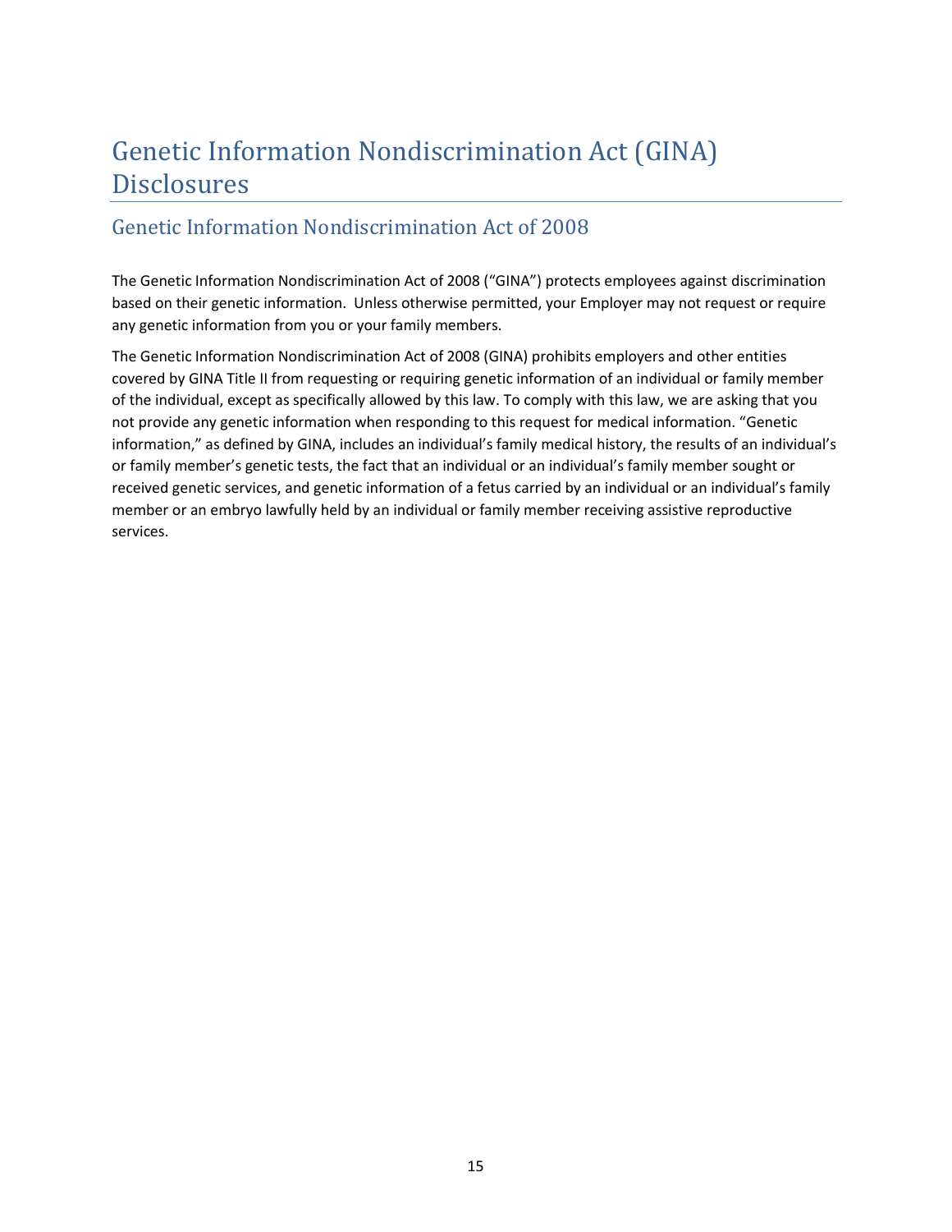# Genetic Information Nondiscrimination Act (GINA) Disclosures

## Genetic Information Nondiscrimination Act of 2008

The Genetic Information Nondiscrimination Act of 2008 ("GINA") protects employees against discrimination based on their genetic information. Unless otherwise permitted, your Employer may not request or require any genetic information from you or your family members.

The Genetic Information Nondiscrimination Act of 2008 (GINA) prohibits employers and other entities covered by GINA Title II from requesting or requiring genetic information of an individual or family member of the individual, except as specifically allowed by this law. To comply with this law, we are asking that you not provide any genetic information when responding to this request for medical information. "Genetic information," as defined by GINA, includes an individual's family medical history, the results of an individual's or family member's genetic tests, the fact that an individual or an individual's family member sought or received genetic services, and genetic information of a fetus carried by an individual or an individual's family member or an embryo lawfully held by an individual or family member receiving assistive reproductive services.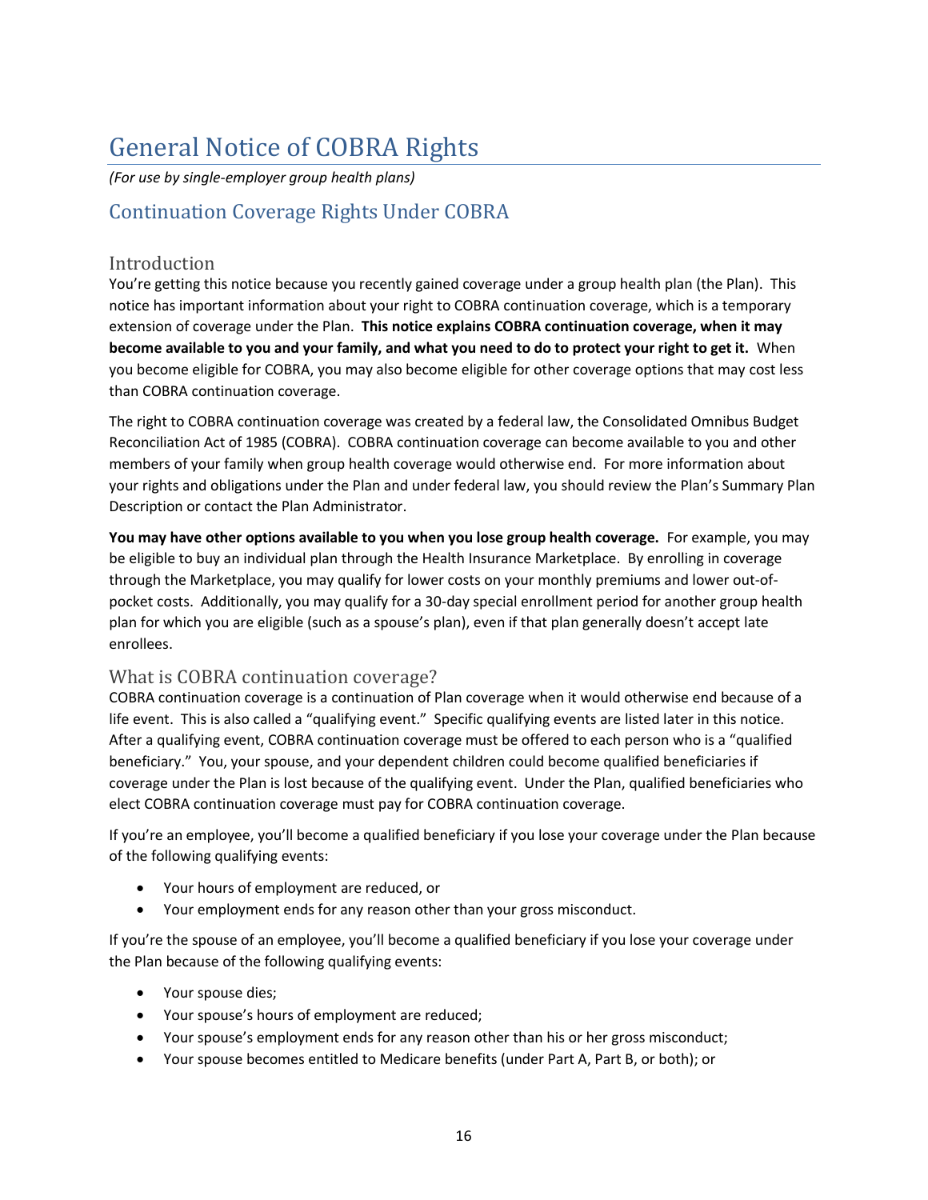# General Notice of COBRA Rights

*(For use by single-employer group health plans)*

## Continuation Coverage Rights Under COBRA

### Introduction

You're getting this notice because you recently gained coverage under a group health plan (the Plan). This notice has important information about your right to COBRA continuation coverage, which is a temporary extension of coverage under the Plan. **This notice explains COBRA continuation coverage, when it may become available to you and your family, and what you need to do to protect your right to get it.** When you become eligible for COBRA, you may also become eligible for other coverage options that may cost less than COBRA continuation coverage.

The right to COBRA continuation coverage was created by a federal law, the Consolidated Omnibus Budget Reconciliation Act of 1985 (COBRA). COBRA continuation coverage can become available to you and other members of your family when group health coverage would otherwise end. For more information about your rights and obligations under the Plan and under federal law, you should review the Plan's Summary Plan Description or contact the Plan Administrator.

**You may have other options available to you when you lose group health coverage.** For example, you may be eligible to buy an individual plan through the Health Insurance Marketplace. By enrolling in coverage through the Marketplace, you may qualify for lower costs on your monthly premiums and lower out-of-pocket costs. Additionally, you may qualify for a 30-day special enrollment period for another group health plan for which you are eligible (such as a spouse's plan), even if that plan generally doesn't accept late enrollees.

### What is COBRA continuation coverage?

COBRA continuation coverage is a continuation of Plan coverage when it would otherwise end because of a life event. This is also called a "qualifying event." Specific qualifying events are listed later in this notice. After a qualifying event, COBRA continuation coverage must be offered to each person who is a "qualified beneficiary." You, your spouse, and your dependent children could become qualified beneficiaries if coverage under the Plan is lost because of the qualifying event. Under the Plan, qualified beneficiaries who elect COBRA continuation coverage must pay for COBRA continuation coverage.

If you're an employee, you'll become a qualified beneficiary if you lose your coverage under the Plan because of the following qualifying events:

- Your hours of employment are reduced, or
- Your employment ends for any reason other than your gross misconduct.

If you're the spouse of an employee, you'll become a qualified beneficiary if you lose your coverage under the Plan because of the following qualifying events:

- Your spouse dies;
- Your spouse's hours of employment are reduced;
- Your spouse's employment ends for any reason other than his or her gross misconduct;
- Your spouse becomes entitled to Medicare benefits (under Part A, Part B, or both); or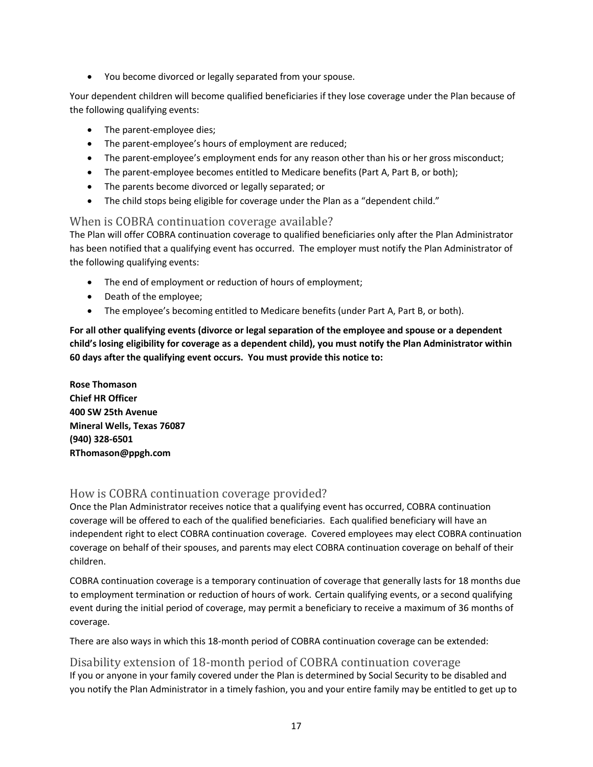- You become divorced or legally separated from your spouse.

Your dependent children will become qualified beneficiaries if they lose coverage under the Plan because of the following qualifying events:

- The parent-employee dies;
- The parent-employee's hours of employment are reduced;
- The parent-employee's employment ends for any reason other than his or her gross misconduct;
- The parent-employee becomes entitled to Medicare benefits (Part A, Part B, or both);
- The parents become divorced or legally separated; or
- The child stops being eligible for coverage under the Plan as a "dependent child."

## When is COBRA continuation coverage available?

The Plan will offer COBRA continuation coverage to qualified beneficiaries only after the Plan Administrator has been notified that a qualifying event has occurred. The employer must notify the Plan Administrator of the following qualifying events:

- The end of employment or reduction of hours of employment;
- Death of the employee;
- The employee's becoming entitled to Medicare benefits (under Part A, Part B, or both).

**For all other qualifying events (divorce or legal separation of the employee and spouse or a dependent child's losing eligibility for coverage as a dependent child), you must notify the Plan Administrator within 60 days after the qualifying event occurs. You must provide this notice to:**

**Rose Thomason**
**Chief HR Officer**
**400 SW 25th Avenue**
**Mineral Wells, Texas 76087**
**(940) 328-6501**
**RThomason@ppgh.com**

## How is COBRA continuation coverage provided?

Once the Plan Administrator receives notice that a qualifying event has occurred, COBRA continuation coverage will be offered to each of the qualified beneficiaries. Each qualified beneficiary will have an independent right to elect COBRA continuation coverage. Covered employees may elect COBRA continuation coverage on behalf of their spouses, and parents may elect COBRA continuation coverage on behalf of their children.

COBRA continuation coverage is a temporary continuation of coverage that generally lasts for 18 months due to employment termination or reduction of hours of work. Certain qualifying events, or a second qualifying event during the initial period of coverage, may permit a beneficiary to receive a maximum of 36 months of coverage.

There are also ways in which this 18-month period of COBRA continuation coverage can be extended:

## Disability extension of 18-month period of COBRA continuation coverage

If you or anyone in your family covered under the Plan is determined by Social Security to be disabled and you notify the Plan Administrator in a timely fashion, you and your entire family may be entitled to get up to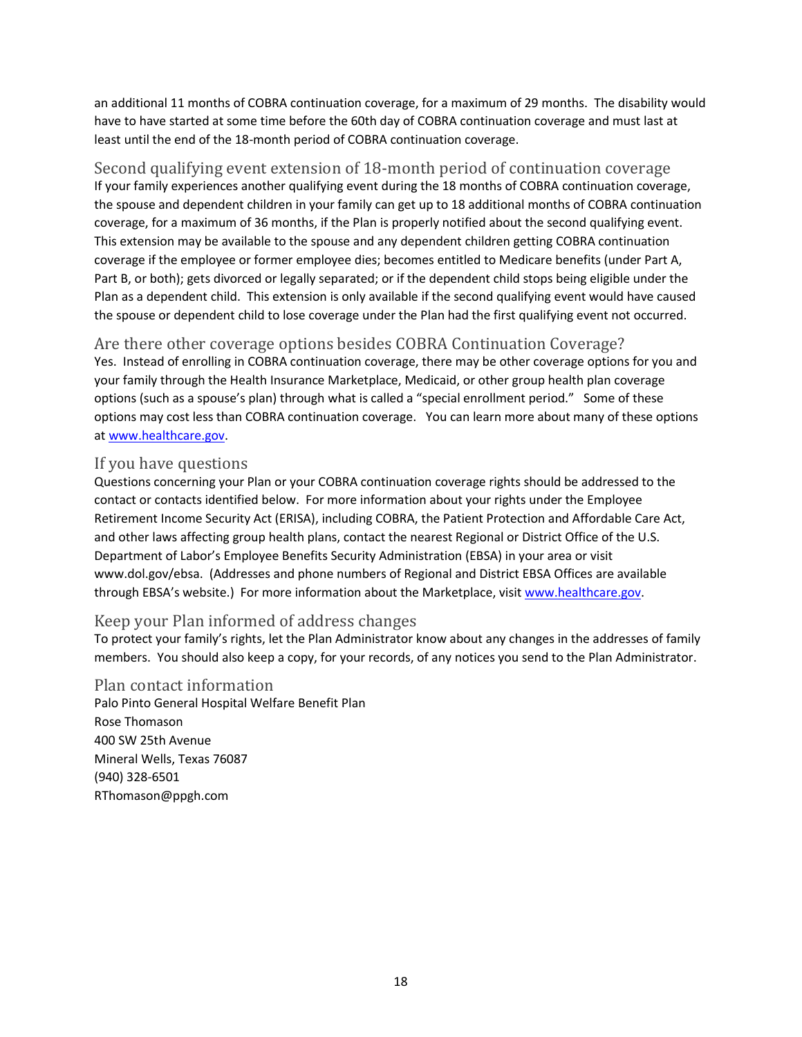an additional 11 months of COBRA continuation coverage, for a maximum of 29 months. The disability would have to have started at some time before the 60th day of COBRA continuation coverage and must last at least until the end of the 18-month period of COBRA continuation coverage.

## Second qualifying event extension of 18-month period of continuation coverage

If your family experiences another qualifying event during the 18 months of COBRA continuation coverage, the spouse and dependent children in your family can get up to 18 additional months of COBRA continuation coverage, for a maximum of 36 months, if the Plan is properly notified about the second qualifying event. This extension may be available to the spouse and any dependent children getting COBRA continuation coverage if the employee or former employee dies; becomes entitled to Medicare benefits (under Part A, Part B, or both); gets divorced or legally separated; or if the dependent child stops being eligible under the Plan as a dependent child. This extension is only available if the second qualifying event would have caused the spouse or dependent child to lose coverage under the Plan had the first qualifying event not occurred.

## Are there other coverage options besides COBRA Continuation Coverage?

Yes. Instead of enrolling in COBRA continuation coverage, there may be other coverage options for you and your family through the Health Insurance Marketplace, Medicaid, or other group health plan coverage options (such as a spouse's plan) through what is called a "special enrollment period." Some of these options may cost less than COBRA continuation coverage. You can learn more about many of these options at www.healthcare.gov.

## If you have questions

Questions concerning your Plan or your COBRA continuation coverage rights should be addressed to the contact or contacts identified below. For more information about your rights under the Employee Retirement Income Security Act (ERISA), including COBRA, the Patient Protection and Affordable Care Act, and other laws affecting group health plans, contact the nearest Regional or District Office of the U.S. Department of Labor's Employee Benefits Security Administration (EBSA) in your area or visit www.dol.gov/ebsa. (Addresses and phone numbers of Regional and District EBSA Offices are available through EBSA's website.) For more information about the Marketplace, visit www.healthcare.gov.

## Keep your Plan informed of address changes

To protect your family's rights, let the Plan Administrator know about any changes in the addresses of family members. You should also keep a copy, for your records, of any notices you send to the Plan Administrator.

## Plan contact information

Palo Pinto General Hospital Welfare Benefit Plan
Rose Thomason
400 SW 25th Avenue
Mineral Wells, Texas 76087
(940) 328-6501
RThomason@ppgh.com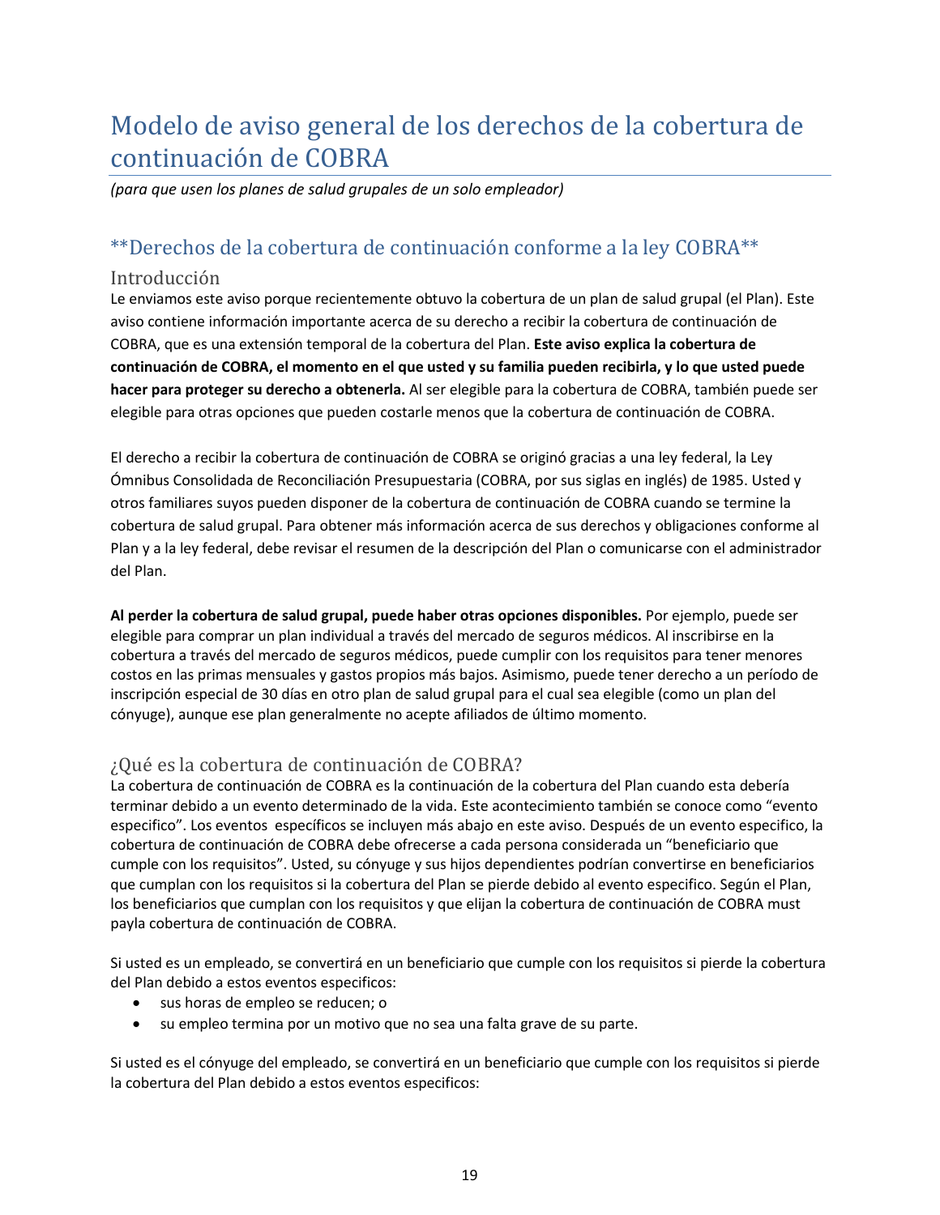# Modelo de aviso general de los derechos de la cobertura de continuación de COBRA

*(para que usen los planes de salud grupales de un solo empleador)*

## **Derechos de la cobertura de continuación conforme a la ley COBRA**

### Introducción

Le enviamos este aviso porque recientemente obtuvo la cobertura de un plan de salud grupal (el Plan). Este aviso contiene información importante acerca de su derecho a recibir la cobertura de continuación de COBRA, que es una extensión temporal de la cobertura del Plan. **Este aviso explica la cobertura de continuación de COBRA, el momento en el que usted y su familia pueden recibirla, y lo que usted puede hacer para proteger su derecho a obtenerla.** Al ser elegible para la cobertura de COBRA, también puede ser elegible para otras opciones que pueden costarle menos que la cobertura de continuación de COBRA.

El derecho a recibir la cobertura de continuación de COBRA se originó gracias a una ley federal, la Ley Ómnibus Consolidada de Reconciliación Presupuestaria (COBRA, por sus siglas en inglés) de 1985. Usted y otros familiares suyos pueden disponer de la cobertura de continuación de COBRA cuando se termine la cobertura de salud grupal. Para obtener más información acerca de sus derechos y obligaciones conforme al Plan y a la ley federal, debe revisar el resumen de la descripción del Plan o comunicarse con el administrador del Plan.

**Al perder la cobertura de salud grupal, puede haber otras opciones disponibles.** Por ejemplo, puede ser elegible para comprar un plan individual a través del mercado de seguros médicos. Al inscribirse en la cobertura a través del mercado de seguros médicos, puede cumplir con los requisitos para tener menores costos en las primas mensuales y gastos propios más bajos. Asimismo, puede tener derecho a un período de inscripción especial de 30 días en otro plan de salud grupal para el cual sea elegible (como un plan del cónyuge), aunque ese plan generalmente no acepte afiliados de último momento.

### ¿Qué es la cobertura de continuación de COBRA?

La cobertura de continuación de COBRA es la continuación de la cobertura del Plan cuando esta debería terminar debido a un evento determinado de la vida. Este acontecimiento también se conoce como "evento especifico". Los eventos específicos se incluyen más abajo en este aviso. Después de un evento especifico, la cobertura de continuación de COBRA debe ofrecerse a cada persona considerada un "beneficiario que cumple con los requisitos". Usted, su cónyuge y sus hijos dependientes podrían convertirse en beneficiarios que cumplan con los requisitos si la cobertura del Plan se pierde debido al evento especifico. Según el Plan, los beneficiarios que cumplan con los requisitos y que elijan la cobertura de continuación de COBRA must payla cobertura de continuación de COBRA.

Si usted es un empleado, se convertirá en un beneficiario que cumple con los requisitos si pierde la cobertura del Plan debido a estos eventos especificos:

- sus horas de empleo se reducen; o
- su empleo termina por un motivo que no sea una falta grave de su parte.

Si usted es el cónyuge del empleado, se convertirá en un beneficiario que cumple con los requisitos si pierde la cobertura del Plan debido a estos eventos especificos: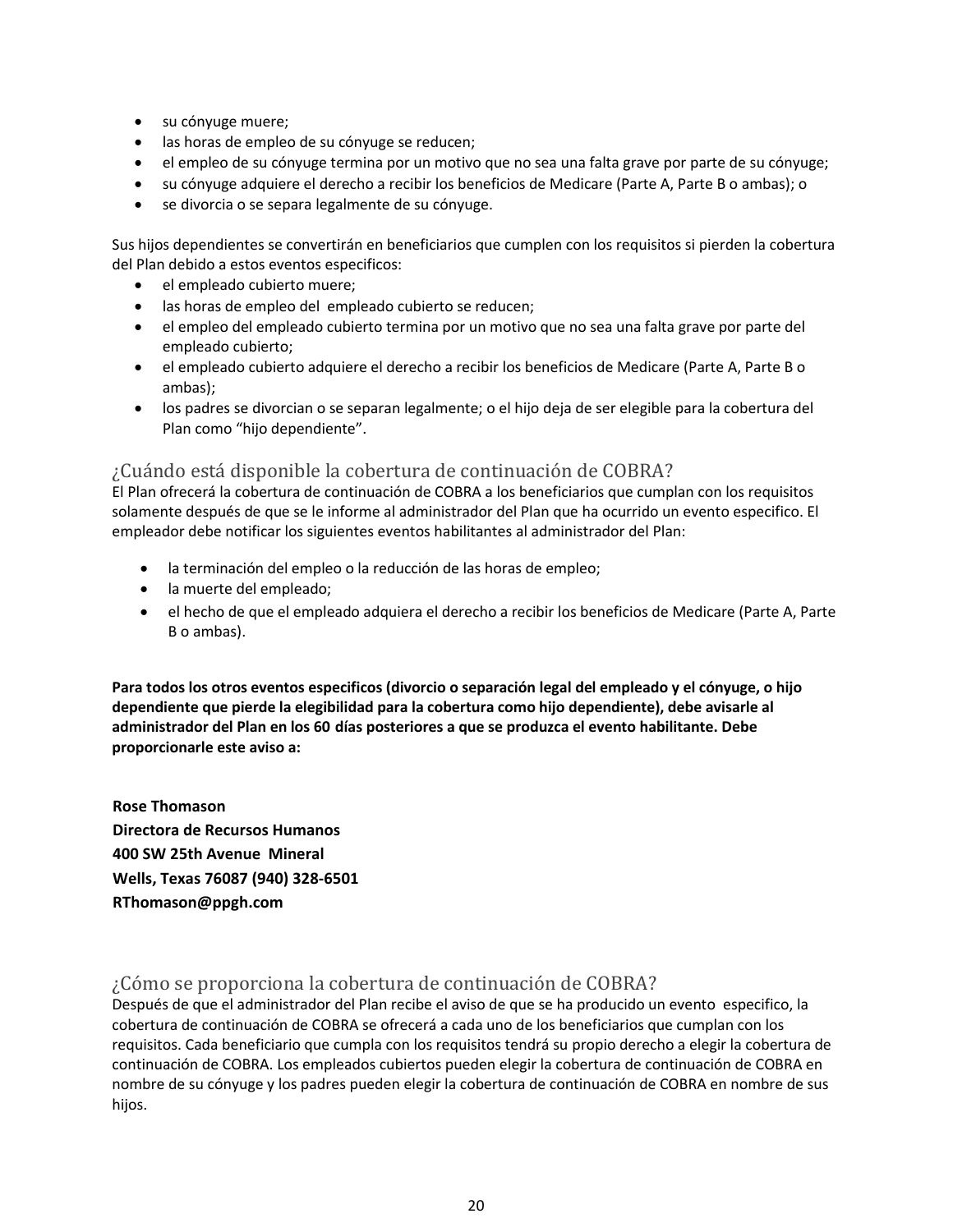- su cónyuge muere;
- las horas de empleo de su cónyuge se reducen;
- el empleo de su cónyuge termina por un motivo que no sea una falta grave por parte de su cónyuge;
- su cónyuge adquiere el derecho a recibir los beneficios de Medicare (Parte A, Parte B o ambas); o
- se divorcia o se separa legalmente de su cónyuge.

Sus hijos dependientes se convertirán en beneficiarios que cumplen con los requisitos si pierden la cobertura del Plan debido a estos eventos especificos:

- el empleado cubierto muere;
- las horas de empleo del empleado cubierto se reducen;
- el empleo del empleado cubierto termina por un motivo que no sea una falta grave por parte del empleado cubierto;
- el empleado cubierto adquiere el derecho a recibir los beneficios de Medicare (Parte A, Parte B o ambas);
- los padres se divorcian o se separan legalmente; o el hijo deja de ser elegible para la cobertura del Plan como "hijo dependiente".

## ¿Cuándo está disponible la cobertura de continuación de COBRA?

El Plan ofrecerá la cobertura de continuación de COBRA a los beneficiarios que cumplan con los requisitos solamente después de que se le informe al administrador del Plan que ha ocurrido un evento especifico. El empleador debe notificar los siguientes eventos habilitantes al administrador del Plan:

- la terminación del empleo o la reducción de las horas de empleo;
- la muerte del empleado;
- el hecho de que el empleado adquiera el derecho a recibir los beneficios de Medicare (Parte A, Parte B o ambas).

**Para todos los otros eventos especificos (divorcio o separación legal del empleado y el cónyuge, o hijo dependiente que pierde la elegibilidad para la cobertura como hijo dependiente), debe avisarle al administrador del Plan en los 60 días posteriores a que se produzca el evento habilitante. Debe proporcionarle este aviso a:**

**Rose Thomason**
**Directora de Recursos Humanos**
**400 SW 25th Avenue Mineral**
**Wells, Texas 76087 (940) 328-6501**
**RThomason@ppgh.com**

## ¿Cómo se proporciona la cobertura de continuación de COBRA?

Después de que el administrador del Plan recibe el aviso de que se ha producido un evento especifico, la cobertura de continuación de COBRA se ofrecerá a cada uno de los beneficiarios que cumplan con los requisitos. Cada beneficiario que cumpla con los requisitos tendrá su propio derecho a elegir la cobertura de continuación de COBRA. Los empleados cubiertos pueden elegir la cobertura de continuación de COBRA en nombre de su cónyuge y los padres pueden elegir la cobertura de continuación de COBRA en nombre de sus hijos.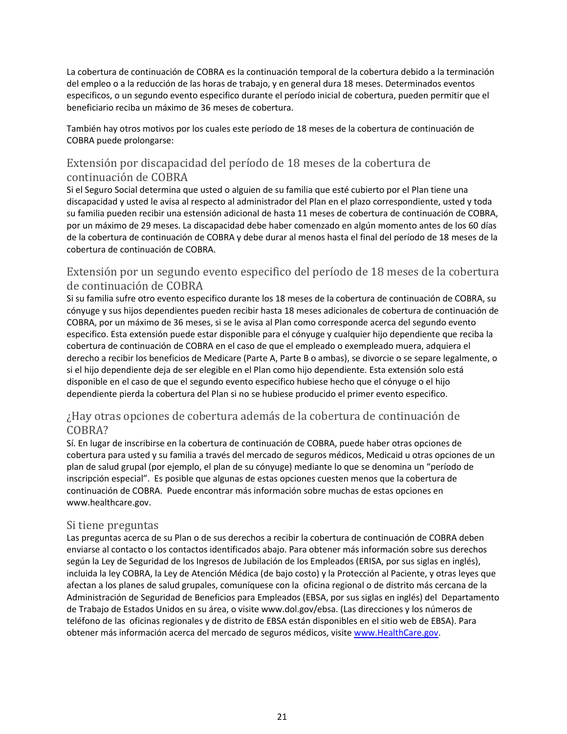La cobertura de continuación de COBRA es la continuación temporal de la cobertura debido a la terminación del empleo o a la reducción de las horas de trabajo, y en general dura 18 meses. Determinados eventos especificos, o un segundo evento especifico durante el período inicial de cobertura, pueden permitir que el beneficiario reciba un máximo de 36 meses de cobertura.

También hay otros motivos por los cuales este período de 18 meses de la cobertura de continuación de COBRA puede prolongarse:

## Extensión por discapacidad del período de 18 meses de la cobertura de continuación de COBRA

Si el Seguro Social determina que usted o alguien de su familia que esté cubierto por el Plan tiene una discapacidad y usted le avisa al respecto al administrador del Plan en el plazo correspondiente, usted y toda su familia pueden recibir una estensión adicional de hasta 11 meses de cobertura de continuación de COBRA, por un máximo de 29 meses. La discapacidad debe haber comenzado en algún momento antes de los 60 días de la cobertura de continuación de COBRA y debe durar al menos hasta el final del período de 18 meses de la cobertura de continuación de COBRA.

## Extensión por un segundo evento especifico del período de 18 meses de la cobertura de continuación de COBRA

Si su familia sufre otro evento especifico durante los 18 meses de la cobertura de continuación de COBRA, su cónyuge y sus hijos dependientes pueden recibir hasta 18 meses adicionales de cobertura de continuación de COBRA, por un máximo de 36 meses, si se le avisa al Plan como corresponde acerca del segundo evento especifico. Esta extensión puede estar disponible para el cónyuge y cualquier hijo dependiente que reciba la cobertura de continuación de COBRA en el caso de que el empleado o exempleado muera, adquiera el derecho a recibir los beneficios de Medicare (Parte A, Parte B o ambas), se divorcie o se separe legalmente, o si el hijo dependiente deja de ser elegible en el Plan como hijo dependiente. Esta extensión solo está disponible en el caso de que el segundo evento especifico hubiese hecho que el cónyuge o el hijo dependiente pierda la cobertura del Plan si no se hubiese producido el primer evento especifico.

## ¿Hay otras opciones de cobertura además de la cobertura de continuación de COBRA?

Sí. En lugar de inscribirse en la cobertura de continuación de COBRA, puede haber otras opciones de cobertura para usted y su familia a través del mercado de seguros médicos, Medicaid u otras opciones de un plan de salud grupal (por ejemplo, el plan de su cónyuge) mediante lo que se denomina un “período de inscripción especial”. Es posible que algunas de estas opciones cuesten menos que la cobertura de continuación de COBRA. Puede encontrar más información sobre muchas de estas opciones en www.healthcare.gov.

## Si tiene preguntas

Las preguntas acerca de su Plan o de sus derechos a recibir la cobertura de continuación de COBRA deben enviarse al contacto o los contactos identificados abajo. Para obtener más información sobre sus derechos según la Ley de Seguridad de los Ingresos de Jubilación de los Empleados (ERISA, por sus siglas en inglés), incluida la ley COBRA, la Ley de Atención Médica (de bajo costo) y la Protección al Paciente, y otras leyes que afectan a los planes de salud grupales, comuníquese con la oficina regional o de distrito más cercana de la Administración de Seguridad de Beneficios para Empleados (EBSA, por sus siglas en inglés) del Departamento de Trabajo de Estados Unidos en su área, o visite www.dol.gov/ebsa. (Las direcciones y los números de teléfono de las oficinas regionales y de distrito de EBSA están disponibles en el sitio web de EBSA). Para obtener más información acerca del mercado de seguros médicos, visite [www.HealthCare.gov](www.HealthCare.gov).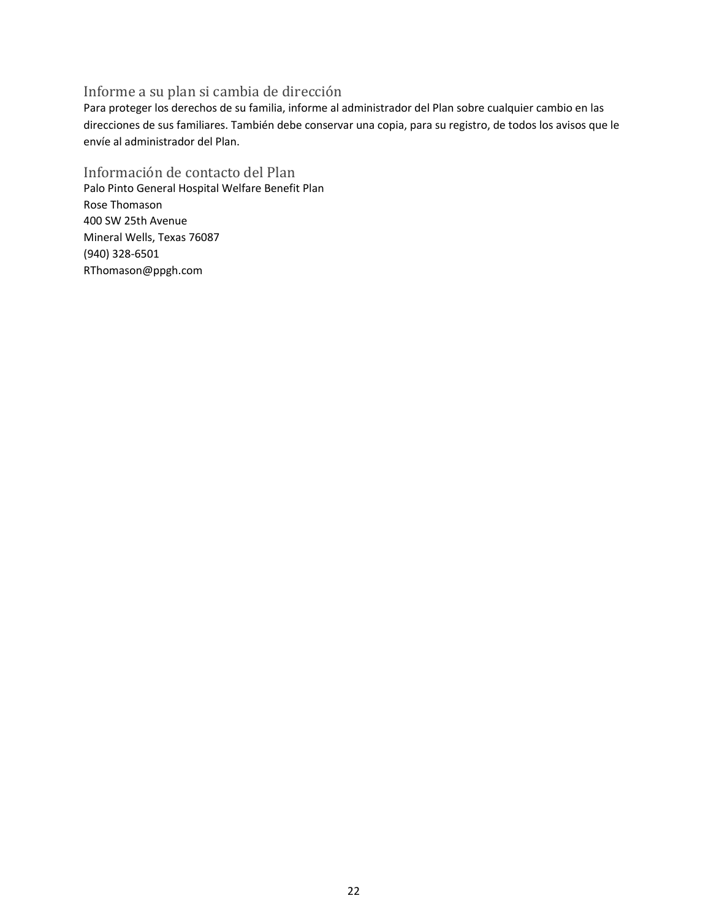## Informe a su plan si cambia de dirección

Para proteger los derechos de su familia, informe al administrador del Plan sobre cualquier cambio en las direcciones de sus familiares. También debe conservar una copia, para su registro, de todos los avisos que le envíe al administrador del Plan.

## Información de contacto del Plan

Palo Pinto General Hospital Welfare Benefit Plan
Rose Thomason
400 SW 25th Avenue
Mineral Wells, Texas 76087
(940) 328-6501
RThomason@ppgh.com